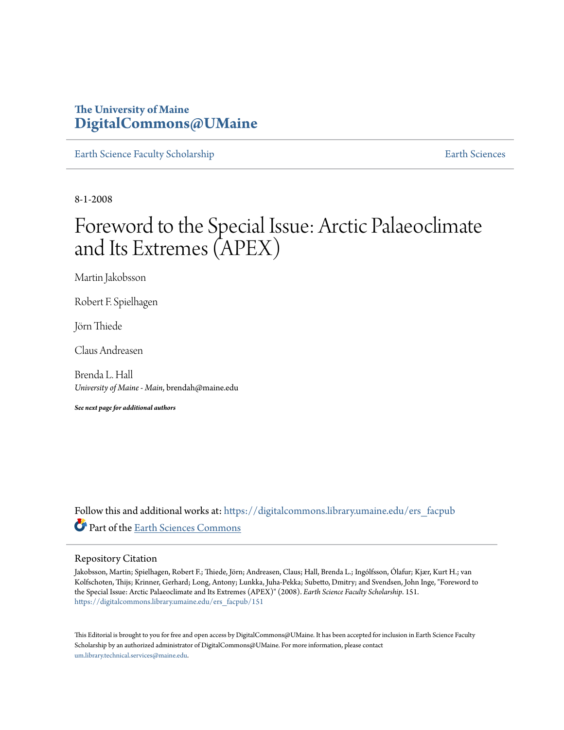The University of Maine
**DigitalCommons@UMaine**

Earth Science Faculty Scholarship | Earth Sciences

8-1-2008

# Foreword to the Special Issue: Arctic Palaeoclimate and Its Extremes (APEX)

Martin Jakobsson

Robert F. Spielhagen

Jörn Thiede

Claus Andreasen

Brenda L. Hall
*University of Maine - Main*, brendah@maine.edu

***See next page for additional authors***

Follow this and additional works at: https://digitalcommons.library.umaine.edu/ers_facpub

Part of the Earth Sciences Commons

## Repository Citation

Jakobsson, Martin; Spielhagen, Robert F.; Thiede, Jörn; Andreasen, Claus; Hall, Brenda L.; Ingólfsson, Ólafur; Kjær, Kurt H.; van Kolfschoten, Thijs; Krinner, Gerhard; Long, Antony; Lunkka, Juha-Pekka; Subetto, Dmitry; and Svendsen, John Inge, "Foreword to the Special Issue: Arctic Palaeoclimate and Its Extremes (APEX)" (2008). *Earth Science Faculty Scholarship*. 151.
https://digitalcommons.library.umaine.edu/ers_facpub/151

This Editorial is brought to you for free and open access by DigitalCommons@UMaine. It has been accepted for inclusion in Earth Science Faculty Scholarship by an authorized administrator of DigitalCommons@UMaine. For more information, please contact um.library.technical.services@maine.edu.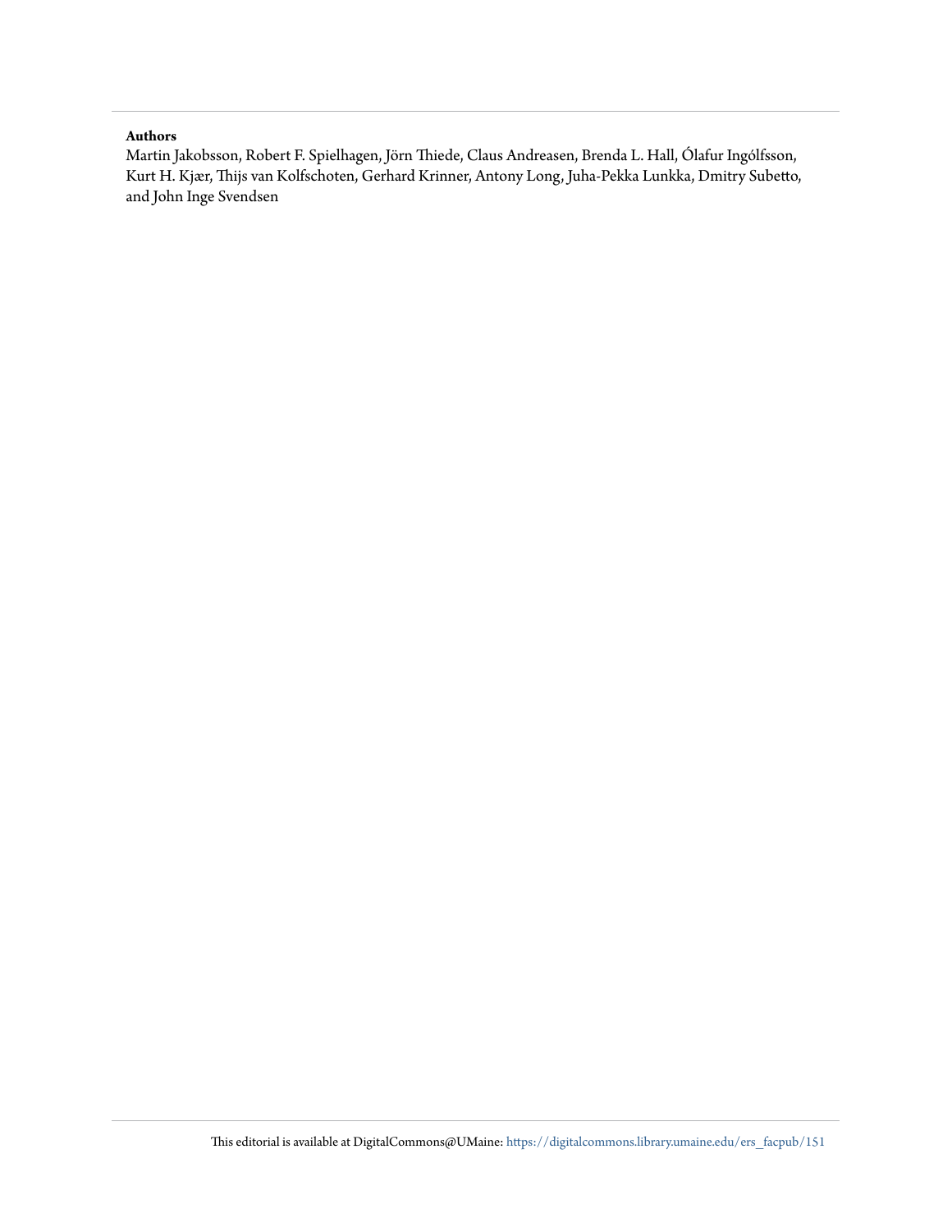**Authors**

Martin Jakobsson, Robert F. Spielhagen, Jörn Thiede, Claus Andreasen, Brenda L. Hall, Ólafur Ingólfsson, Kurt H. Kjær, Thijs van Kolfschoten, Gerhard Krinner, Antony Long, Juha-Pekka Lunkka, Dmitry Subetto, and John Inge Svendsen

This editorial is available at DigitalCommons@UMaine: https://digitalcommons.library.umaine.edu/ers_facpub/151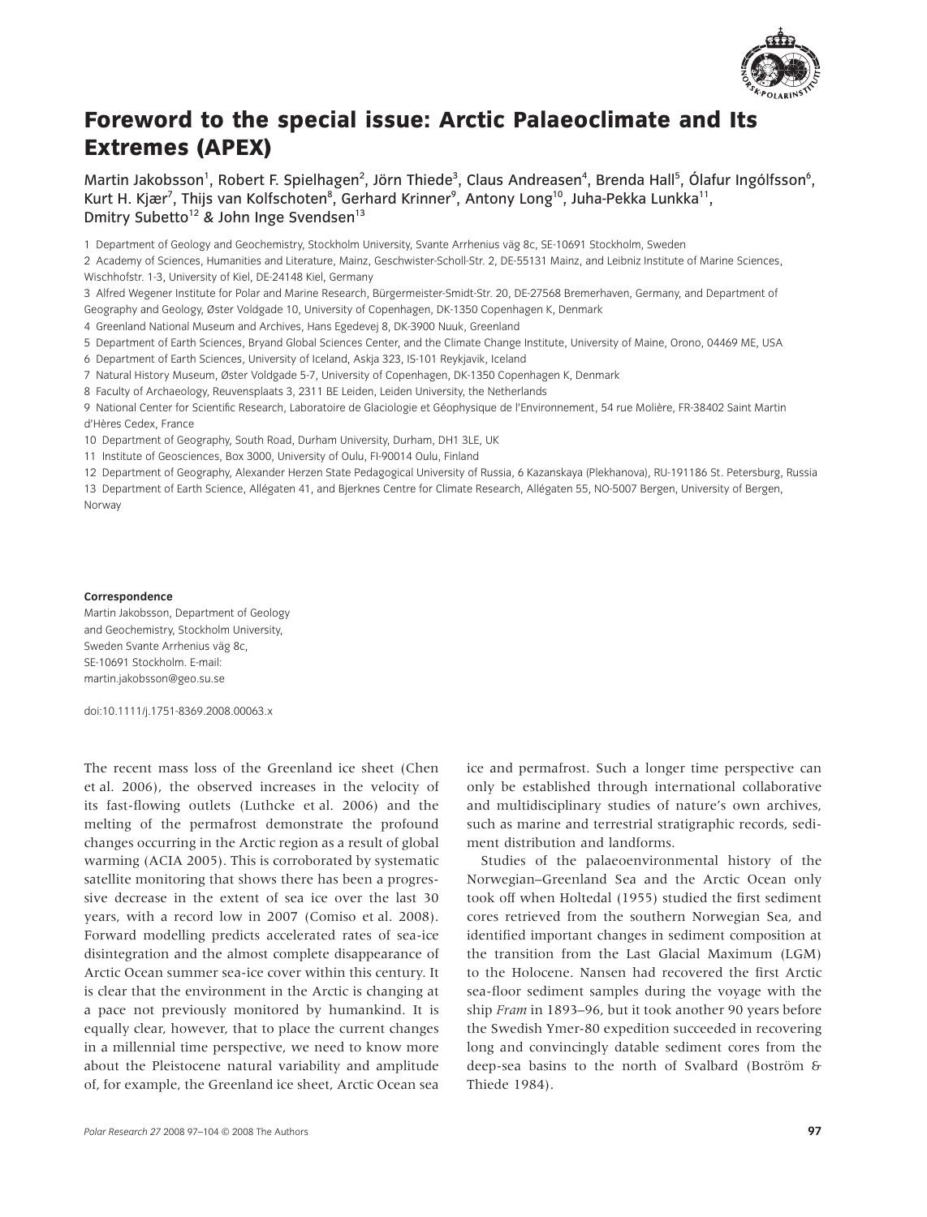# Foreword to the special issue: Arctic Palaeoclimate and Its Extremes (APEX)

Martin Jakobsson[1], Robert F. Spielhagen[2], Jörn Thiede[3], Claus Andreasen[4], Brenda Hall[5], Ólafur Ingólfsson[6], Kurt H. Kjær[7], Thijs van Kolfschoten[8], Gerhard Krinner[9], Antony Long[10], Juha-Pekka Lunkka[11], Dmitry Subetto[12] & John Inge Svendsen[13]

1 Department of Geology and Geochemistry, Stockholm University, Svante Arrhenius väg 8c, SE-10691 Stockholm, Sweden

2 Academy of Sciences, Humanities and Literature, Mainz, Geschwister-Scholl-Str. 2, DE-55131 Mainz, and Leibniz Institute of Marine Sciences, Wischhofstr. 1-3, University of Kiel, DE-24148 Kiel, Germany

3 Alfred Wegener Institute for Polar and Marine Research, Bürgermeister-Smidt-Str. 20, DE-27568 Bremerhaven, Germany, and Department of Geography and Geology, Øster Voldgade 10, University of Copenhagen, DK-1350 Copenhagen K, Denmark

4 Greenland National Museum and Archives, Hans Egedevej 8, DK-3900 Nuuk, Greenland

5 Department of Earth Sciences, Bryand Global Sciences Center, and the Climate Change Institute, University of Maine, Orono, 04469 ME, USA

6 Department of Earth Sciences, University of Iceland, Askja 323, IS-101 Reykjavik, Iceland

7 Natural History Museum, Øster Voldgade 5-7, University of Copenhagen, DK-1350 Copenhagen K, Denmark

8 Faculty of Archaeology, Reuvensplaats 3, 2311 BE Leiden, Leiden University, the Netherlands

9 National Center for Scientific Research, Laboratoire de Glaciologie et Géophysique de l'Environnement, 54 rue Molière, FR-38402 Saint Martin d'Hères Cedex, France

10 Department of Geography, Box 3000, South Road, Durham University, Durham, DH1 3LE, UK

11 Institute of Geosciences, Box 3000, University of Oulu, FI-90014 Oulu, Finland

12 Department of Geography, Alexander Herzen State Pedagogical University of Russia, 6 Kazanskaya (Plekhanova), RU-191186 St. Petersburg, Russia

13 Department of Earth Science, Allégaten 41, and Bjerknes Centre for Climate Research, Allégaten 55, NO-5007 Bergen, University of Bergen, Norway

**Correspondence**
Martin Jakobsson, Department of Geology and Geochemistry, Stockholm University, Sweden Svante Arrhenius väg 8c, SE-10691 Stockholm. E-mail: martin.jakobsson@geo.su.se

doi:10.1111/j.1751-8369.2008.00063.x

The recent mass loss of the Greenland ice sheet (Chen et al. 2006), the observed increases in the velocity of its fast-flowing outlets (Luthcke et al. 2006) and the melting of the permafrost demonstrate the profound changes occurring in the Arctic region as a result of global warming (ACIA 2005). This is corroborated by systematic satellite monitoring that shows there has been a progressive decrease in the extent of sea ice over the last 30 years, with a record low in 2007 (Comiso et al. 2008). Forward modelling predicts accelerated rates of sea-ice disintegration and the almost complete disappearance of Arctic Ocean summer sea-ice cover within this century. It is clear that the environment in the Arctic is changing at a pace not previously monitored by humankind. It is equally clear, however, that to place the current changes in a millennial time perspective, we need to know more about the Pleistocene natural variability and amplitude of, for example, the Greenland ice sheet, Arctic Ocean sea ice and permafrost. Such a longer time perspective can only be established through international collaborative and multidisciplinary studies of nature's own archives, such as marine and terrestrial stratigraphic records, sediment distribution and landforms.

Studies of the palaeoenvironmental history of the Norwegian–Greenland Sea and the Arctic Ocean only took off when Holtedal (1955) studied the first sediment cores retrieved from the southern Norwegian Sea, and identified important changes in sediment composition at the transition from the Last Glacial Maximum (LGM) to the Holocene. Nansen had recovered the first Arctic sea-floor sediment samples during the voyage with the ship *Fram* in 1893–96, but it took another 90 years before the Swedish Ymer-80 expedition succeeded in recovering long and convincingly datable sediment cores from the deep-sea basins to the north of Svalbard (Boström & Thiede 1984).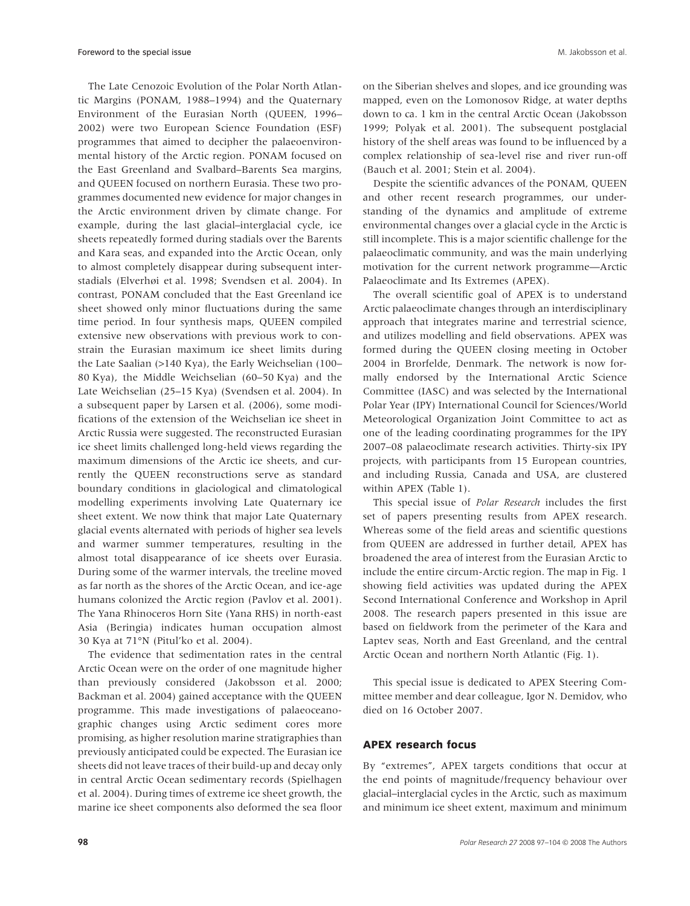The Late Cenozoic Evolution of the Polar North Atlantic Margins (PONAM, 1988–1994) and the Quaternary Environment of the Eurasian North (QUEEN, 1996–2002) were two European Science Foundation (ESF) programmes that aimed to decipher the palaeoenvironmental history of the Arctic region. PONAM focused on the East Greenland and Svalbard–Barents Sea margins, and QUEEN focused on northern Eurasia. These two programmes documented new evidence for major changes in the Arctic environment driven by climate change. For example, during the last glacial–interglacial cycle, ice sheets repeatedly formed during stadials over the Barents and Kara seas, and expanded into the Arctic Ocean, only to almost completely disappear during subsequent interstadials (Elverhøi et al. 1998; Svendsen et al. 2004). In contrast, PONAM concluded that the East Greenland ice sheet showed only minor fluctuations during the same time period. In four synthesis maps, QUEEN compiled extensive new observations with previous work to constrain the Eurasian maximum ice sheet limits during the Late Saalian (>140 Kya), the Early Weichselian (100–80 Kya), the Middle Weichselian (60–50 Kya) and the Late Weichselian (25–15 Kya) (Svendsen et al. 2004). In a subsequent paper by Larsen et al. (2006), some modifications of the extension of the Weichselian ice sheet in Arctic Russia were suggested. The reconstructed Eurasian ice sheet limits challenged long-held views regarding the maximum dimensions of the Arctic ice sheets, and currently the QUEEN reconstructions serve as standard boundary conditions in glaciological and climatological modelling experiments involving Late Quaternary ice sheet extent. We now think that major Late Quaternary glacial events alternated with periods of higher sea levels and warmer summer temperatures, resulting in the almost total disappearance of ice sheets over Eurasia. During some of the warmer intervals, the treeline moved as far north as the shores of the Arctic Ocean, and ice-age humans colonized the Arctic region (Pavlov et al. 2001). The Yana Rhinoceros Horn Site (Yana RHS) in north-east Asia (Beringia) indicates human occupation almost 30 Kya at 71°N (Pitul'ko et al. 2004).

The evidence that sedimentation rates in the central Arctic Ocean were on the order of one magnitude higher than previously considered (Jakobsson et al. 2000; Backman et al. 2004) gained acceptance with the QUEEN programme. This made investigations of palaeoceanographic changes using Arctic sediment cores more promising, as higher resolution marine stratigraphies than previously anticipated could be expected. The Eurasian ice sheets did not leave traces of their build-up and decay only in central Arctic Ocean sedimentary records (Spielhagen et al. 2004). During times of extreme ice sheet growth, the marine ice sheet components also deformed the sea floor on the Siberian shelves and slopes, and ice grounding was mapped, even on the Lomonosov Ridge, at water depths down to ca. 1 km in the central Arctic Ocean (Jakobsson 1999; Polyak et al. 2001). The subsequent postglacial history of the shelf areas was found to be influenced by a complex relationship of sea-level rise and river run-off (Bauch et al. 2001; Stein et al. 2004).

Despite the scientific advances of the PONAM, QUEEN and other recent research programmes, our understanding of the dynamics and amplitude of extreme environmental changes over a glacial cycle in the Arctic is still incomplete. This is a major scientific challenge for the palaeoclimatic community, and was the main underlying motivation for the current network programme—Arctic Palaeoclimate and Its Extremes (APEX).

The overall scientific goal of APEX is to understand Arctic palaeoclimate changes through an interdisciplinary approach that integrates marine and terrestrial science, and utilizes modelling and field observations. APEX was formed during the QUEEN closing meeting in October 2004 in Brorfelde, Denmark. The network is now formally endorsed by the International Arctic Science Committee (IASC) and was selected by the International Polar Year (IPY) International Council for Sciences/World Meteorological Organization Joint Committee to act as one of the leading coordinating programmes for the IPY 2007–08 palaeoclimate research activities. Thirty-six IPY projects, with participants from 15 European countries, and including Russia, Canada and USA, are clustered within APEX (Table 1).

This special issue of *Polar Research* includes the first set of papers presenting results from APEX research. Whereas some of the field areas and scientific questions from QUEEN are addressed in further detail, APEX has broadened the area of interest from the Eurasian Arctic to include the entire circum-Arctic region. The map in Fig. 1 showing field activities was updated during the APEX Second International Conference and Workshop in April 2008. The research papers presented in this issue are based on fieldwork from the perimeter of the Kara and Laptev seas, North and East Greenland, and the central Arctic Ocean and northern North Atlantic (Fig. 1).

This special issue is dedicated to APEX Steering Committee member and dear colleague, Igor N. Demidov, who died on 16 October 2007.

## APEX research focus

By "extremes", APEX targets conditions that occur at the end points of magnitude/frequency behaviour over glacial–interglacial cycles in the Arctic, such as maximum and minimum ice sheet extent, maximum and minimum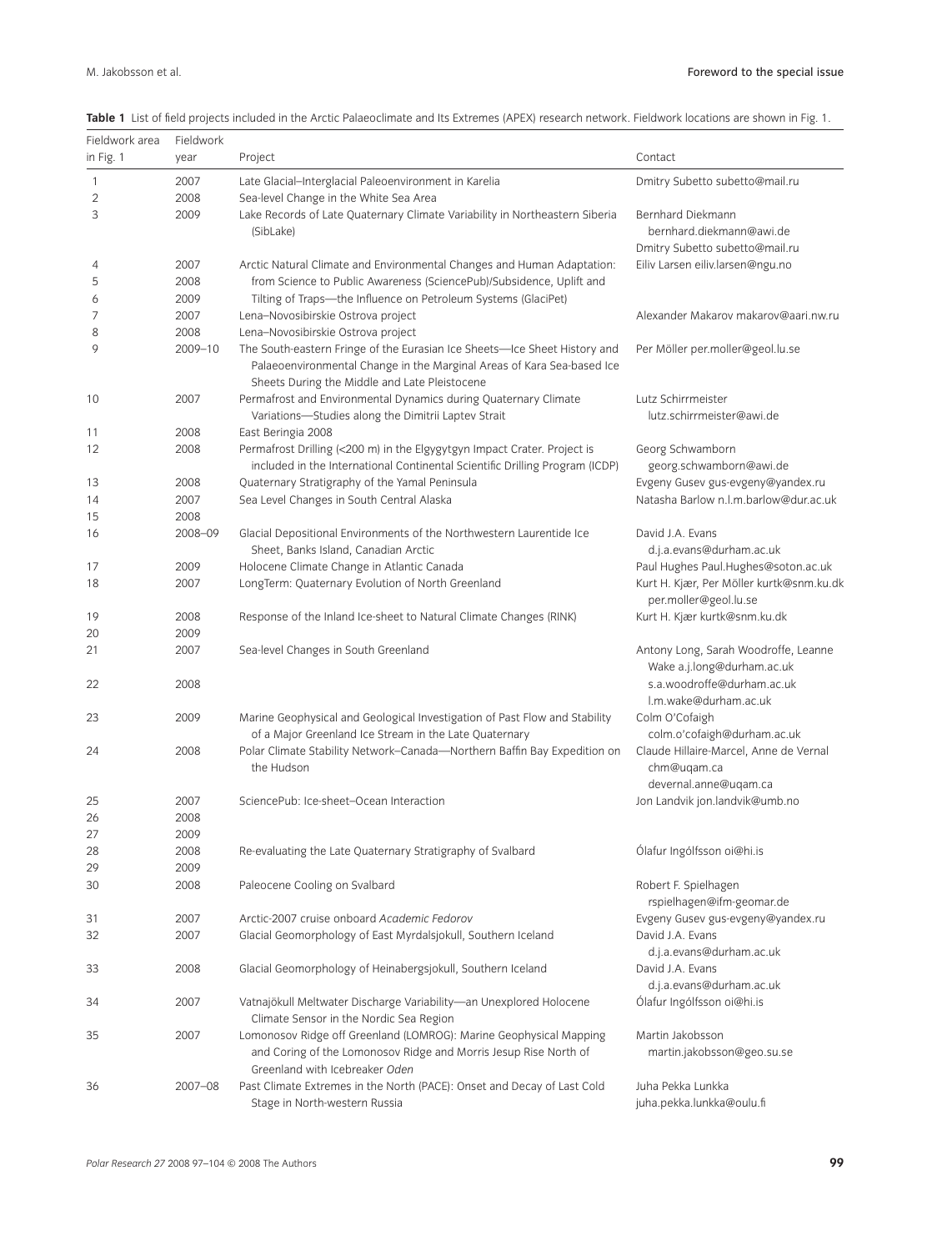**Table 1** List of field projects included in the Arctic Palaeoclimate and Its Extremes (APEX) research network. Fieldwork locations are shown in Fig. 1.

| Fieldwork area in Fig. 1 | Fieldwork year | Project | Contact |
|---|---|---|---|
| 1 | 2007 | Late Glacial–Interglacial Paleoenvironment in Karelia | Dmitry Subetto subetto@mail.ru |
| 2 | 2008 | Sea-level Change in the White Sea Area | |
| 3 | 2009 | Lake Records of Late Quaternary Climate Variability in Northeastern Siberia (SibLake) | Bernhard Diekmann bernhard.diekmann@awi.de Dmitry Subetto subetto@mail.ru |
| 4 | 2007 | Arctic Natural Climate and Environmental Changes and Human Adaptation: from Science to Public Awareness (SciencePub)/Subsidence, Uplift and Tilting of Traps—the Influence on Petroleum Systems (GlaciPet) | Eiliv Larsen eiliv.larsen@ngu.no |
| 5 | 2008 | | |
| 6 | 2009 | | |
| 7 | 2007 | Lena–Novosibirskie Ostrova project | Alexander Makarov makarov@aari.nw.ru |
| 8 | 2008 | Lena–Novosibirskie Ostrova project | |
| 9 | 2009–10 | The South-eastern Fringe of the Eurasian Ice Sheets—Ice Sheet History and Palaeoenvironmental Change in the Marginal Areas of Kara Sea-based Ice Sheets During the Middle and Late Pleistocene | Per Möller per.moller@geol.lu.se |
| 10 | 2007 | Permafrost and Environmental Dynamics during Quaternary Climate Variations—Studies along the Dimitrii Laptev Strait | Lutz Schirrmeister lutz.schirrmeister@awi.de |
| 11 | 2008 | East Beringia 2008 | |
| 12 | 2008 | Permafrost Drilling (<200 m) in the Elgygytgyn Impact Crater. Project is included in the International Continental Scientific Drilling Program (ICDP) | Georg Schwamborn georg.schwamborn@awi.de |
| 13 | 2008 | Quaternary Stratigraphy of the Yamal Peninsula | Evgeny Gusev gus-evgeny@yandex.ru |
| 14 | 2007 | Sea Level Changes in South Central Alaska | Natasha Barlow n.l.m.barlow@dur.ac.uk |
| 15 | 2008 | | |
| 16 | 2008–09 | Glacial Depositional Environments of the Northwestern Laurentide Ice Sheet, Banks Island, Canadian Arctic | David J.A. Evans d.j.a.evans@durham.ac.uk |
| 17 | 2009 | Holocene Climate Change in Atlantic Canada | Paul Hughes Paul.Hughes@soton.ac.uk |
| 18 | 2007 | LongTerm: Quaternary Evolution of North Greenland | Kurt H. Kjær, Per Möller kurtk@snm.ku.dk per.moller@geol.lu.se |
| 19 | 2008 | Response of the Inland Ice-sheet to Natural Climate Changes (RINK) | Kurt H. Kjær kurtk@snm.ku.dk |
| 20 | 2009 | | |
| 21 | 2007 | Sea-level Changes in South Greenland | Antony Long, Sarah Woodroffe, Leanne Wake a.j.long@durham.ac.uk s.a.woodroffe@durham.ac.uk l.m.wake@durham.ac.uk |
| 22 | 2008 | | |
| 23 | 2009 | Marine Geophysical and Geological Investigation of Past Flow and Stability of a Major Greenland Ice Stream in the Late Quaternary | Colm O'Cofaigh colm.o'cofaigh@durham.ac.uk |
| 24 | 2008 | Polar Climate Stability Network–Canada—Northern Baffin Bay Expedition on the Hudson | Claude Hillaire-Marcel, Anne de Vernal chm@uqam.ca devernal.anne@uqam.ca |
| 25 | 2007 | SciencePub: Ice-sheet–Ocean Interaction | Jon Landvik jon.landvik@umb.no |
| 26 | 2008 | | |
| 27 | 2009 | | |
| 28 | 2008 | Re-evaluating the Late Quaternary Stratigraphy of Svalbard | Ólafur Ingólfsson oi@hi.is |
| 29 | 2009 | | |
| 30 | 2008 | Paleocene Cooling on Svalbard | Robert F. Spielhagen rspielhagen@ifm-geomar.de |
| 31 | 2007 | Arctic-2007 cruise onboard *Academic Fedorov* | Evgeny Gusev gus-evgeny@yandex.ru |
| 32 | 2007 | Glacial Geomorphology of East Myrdalsjokull, Southern Iceland | David J.A. Evans d.j.a.evans@durham.ac.uk |
| 33 | 2008 | Glacial Geomorphology of Heinabergsjokull, Southern Iceland | David J.A. Evans d.j.a.evans@durham.ac.uk |
| 34 | 2007 | Vatnajökull Meltwater Discharge Variability—an Unexplored Holocene Climate Sensor in the Nordic Sea Region | Ólafur Ingólfsson oi@hi.is |
| 35 | 2007 | Lomonosov Ridge off Greenland (LOMROG): Marine Geophysical Mapping and Coring of the Lomonosov Ridge and Morris Jesup Rise North of Greenland with Icebreaker *Oden* | Martin Jakobsson martin.jakobsson@geo.su.se |
| 36 | 2007–08 | Past Climate Extremes in the North (PACE): Onset and Decay of Last Cold Stage in North-western Russia | Juha Pekka Lunkka juha.pekka.lunkka@oulu.fi |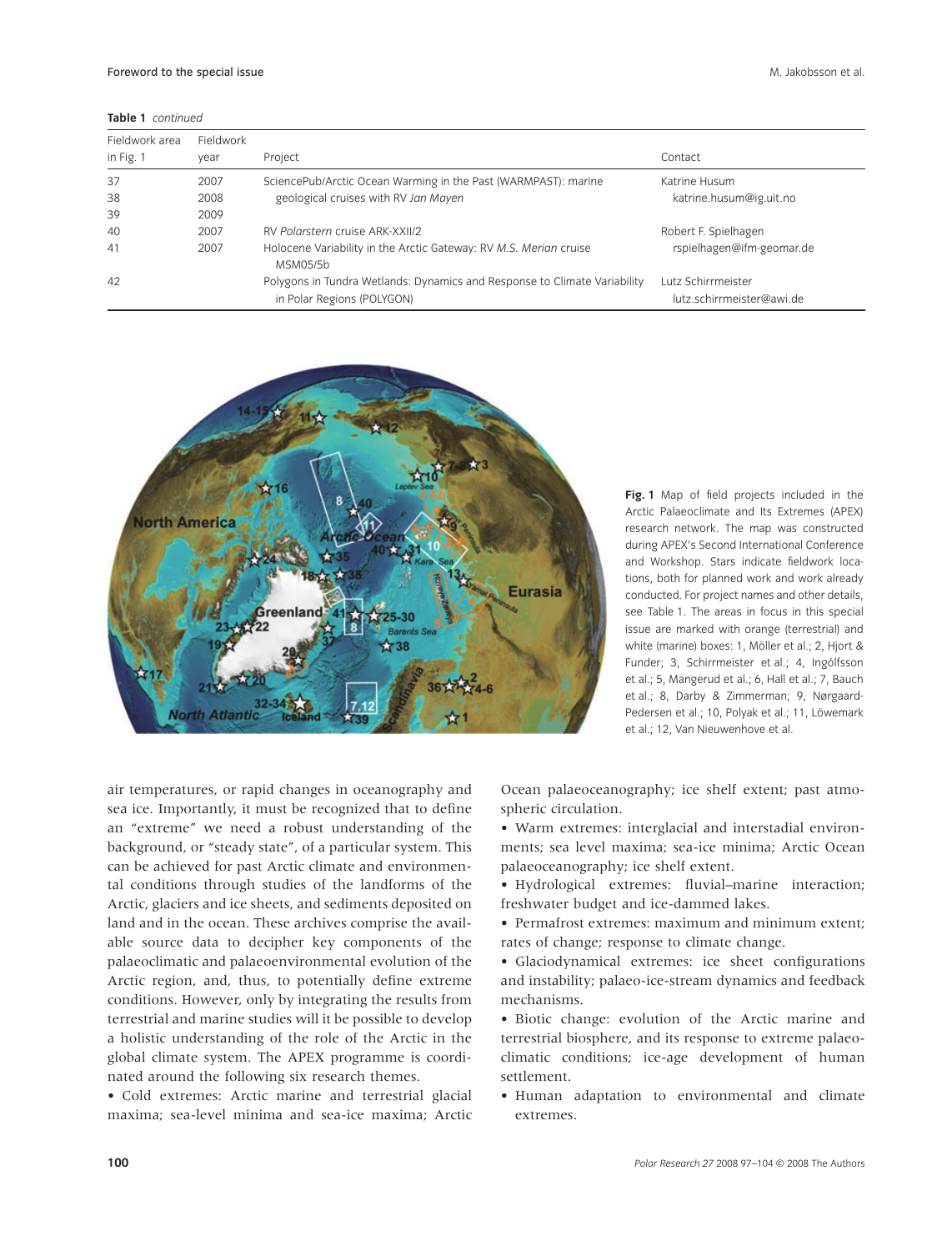**Table 1** *continued*

| Fieldwork area in Fig. 1 | Fieldwork year | Project | Contact |
|---|---|---|---|
| 37 | 2007 | SciencePub/Arctic Ocean Warming in the Past (WARMPAST): marine geological cruises with RV *Jan Mayen* | Katrine Husum katrine.husum@ig.uit.no |
| 38 | 2008 | | |
| 39 | 2009 | | |
| 40 | 2007 | RV *Polarstern* cruise ARK-XXII/2 | Robert F. Spielhagen rspielhagen@ifm-geomar.de |
| 41 | 2007 | Holocene Variability in the Arctic Gateway: RV *M.S. Merian* cruise MSM05/5b | |
| 42 | | Polygons in Tundra Wetlands: Dynamics and Response to Climate Variability in Polar Regions (POLYGON) | Lutz Schirrmeister lutz.schirrmeister@awi.de |

**Fig. 1** Map of field projects included in the Arctic Palaeoclimate and Its Extremes (APEX) research network. The map was constructed during APEX's Second International Conference and Workshop. Stars indicate fieldwork locations, both for planned work and work already conducted. For project names and other details, see Table 1. The areas in focus in this special issue are marked with orange (terrestrial) and white (marine) boxes: 1, Möller et al.; 2, Hjort & Funder; 3, Schirrmeister et al.; 4, Ingólfsson et al.; 5, Mangerud et al.; 6, Hall et al.; 7, Bauch et al.; 8, Darby & Zimmerman; 9, Nørgaard-Pedersen et al.; 10, Polyak et al.; 11, Löwemark et al.; 12, Van Nieuwenhove et al.

air temperatures, or rapid changes in oceanography and sea ice. Importantly, it must be recognized that to define an "extreme" we need a robust understanding of the background, or "steady state", of a particular system. This can be achieved for past Arctic climate and environmental conditions through studies of the landforms of the Arctic, glaciers and ice sheets, and sediments deposited on land and in the ocean. These archives comprise the available source data to decipher key components of the palaeoclimatic and palaeoenvironmental evolution of the Arctic region, and, thus, to potentially define extreme conditions. However, only by integrating the results from terrestrial and marine studies will it be possible to develop a holistic understanding of the role of the Arctic in the global climate system. The APEX programme is coordinated around the following six research themes.

- Cold extremes: Arctic marine and terrestrial glacial maxima; sea-level minima and sea-ice maxima; Arctic Ocean palaeoceanography; ice shelf extent; past atmospheric circulation.
- Warm extremes: interglacial and interstadial environments; sea level maxima; sea-ice minima; Arctic Ocean palaeoceanography; ice shelf extent.
- Hydrological extremes: fluvial–marine interaction; freshwater budget and ice-dammed lakes.
- Permafrost extremes: maximum and minimum extent; rates of change; response to climate change.
- Glaciodynamical extremes: ice sheet configurations and instability; palaeo-ice-stream dynamics and feedback mechanisms.
- Biotic change: evolution of the Arctic marine and terrestrial biosphere, and its response to extreme palaeoclimatic conditions; ice-age development of human settlement.
- Human adaptation to environmental and climate extremes.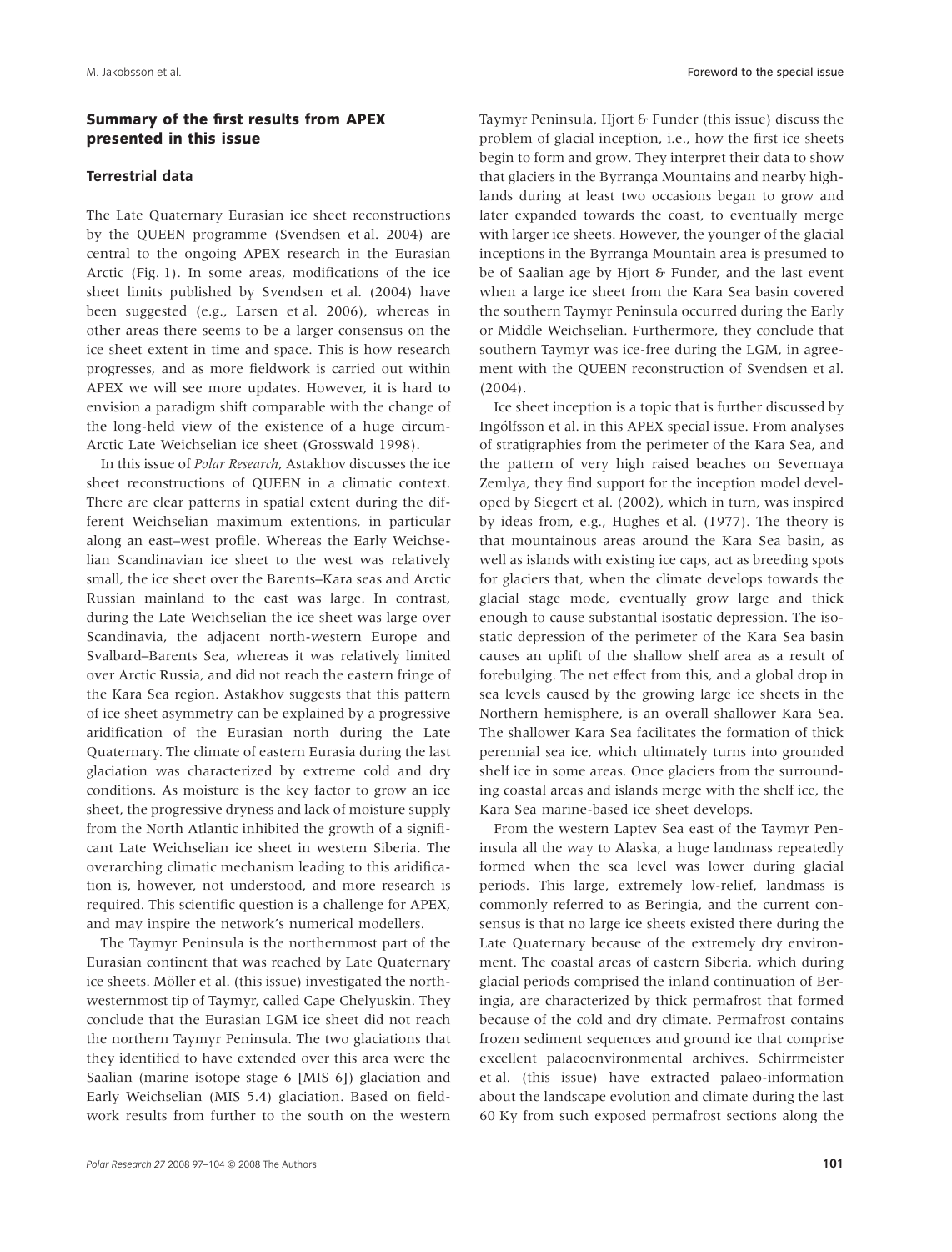## Summary of the first results from APEX presented in this issue

### Terrestrial data

The Late Quaternary Eurasian ice sheet reconstructions by the QUEEN programme (Svendsen et al. 2004) are central to the ongoing APEX research in the Eurasian Arctic (Fig. 1). In some areas, modifications of the ice sheet limits published by Svendsen et al. (2004) have been suggested (e.g., Larsen et al. 2006), whereas in other areas there seems to be a larger consensus on the ice sheet extent in time and space. This is how research progresses, and as more fieldwork is carried out within APEX we will see more updates. However, it is hard to envision a paradigm shift comparable with the change of the long-held view of the existence of a huge circum-Arctic Late Weichselian ice sheet (Grosswald 1998).

In this issue of *Polar Research*, Astakhov discusses the ice sheet reconstructions of QUEEN in a climatic context. There are clear patterns in spatial extent during the different Weichselian maximum extentions, in particular along an east–west profile. Whereas the Early Weichselian Scandinavian ice sheet to the west was relatively small, the ice sheet over the Barents–Kara seas and Arctic Russian mainland to the east was large. In contrast, during the Late Weichselian the ice sheet was large over Scandinavia, the adjacent north-western Europe and Svalbard–Barents Sea, whereas it was relatively limited over Arctic Russia, and did not reach the eastern fringe of the Kara Sea region. Astakhov suggests that this pattern of ice sheet asymmetry can be explained by a progressive aridification of the Eurasian north during the Late Quaternary. The climate of eastern Eurasia during the last glaciation was characterized by extreme cold and dry conditions. As moisture is the key factor to grow an ice sheet, the progressive dryness and lack of moisture supply from the North Atlantic inhibited the growth of a significant Late Weichselian ice sheet in western Siberia. The overarching climatic mechanism leading to this aridification is, however, not understood, and more research is required. This scientific question is a challenge for APEX, and may inspire the network's numerical modellers.

The Taymyr Peninsula is the northernmost part of the Eurasian continent that was reached by Late Quaternary ice sheets. Möller et al. (this issue) investigated the north-westernmost tip of Taymyr, called Cape Chelyuskin. They conclude that the Eurasian LGM ice sheet did not reach the northern Taymyr Peninsula. The two glaciations that they identified to have extended over this area were the Saalian (marine isotope stage 6 [MIS 6]) glaciation and Early Weichselian (MIS 5.4) glaciation. Based on fieldwork results from further to the south on the western Taymyr Peninsula, Hjort & Funder (this issue) discuss the problem of glacial inception, i.e., how the first ice sheets begin to form and grow. They interpret their data to show that glaciers in the Byrranga Mountains and nearby highlands during at least two occasions began to grow and later expanded towards the coast, to eventually merge with larger ice sheets. However, the younger of the glacial inceptions in the Byrranga Mountain area is presumed to be of Saalian age by Hjort & Funder, and the last event when a large ice sheet from the Kara Sea basin covered the southern Taymyr Peninsula occurred during the Early or Middle Weichselian. Furthermore, they conclude that southern Taymyr was ice-free during the LGM, in agreement with the QUEEN reconstruction of Svendsen et al. (2004).

Ice sheet inception is a topic that is further discussed by Ingólfsson et al. in this APEX special issue. From analyses of stratigraphies from the perimeter of the Kara Sea, and the pattern of very high raised beaches on Severnaya Zemlya, they find support for the inception model developed by Siegert et al. (2002), which in turn, was inspired by ideas from, e.g., Hughes et al. (1977). The theory is that mountainous areas around the Kara Sea basin, as well as islands with existing ice caps, act as breeding spots for glaciers that, when the climate develops towards the glacial stage mode, eventually grow large and thick enough to cause substantial isostatic depression. The isostatic depression of the perimeter of the Kara Sea basin causes an uplift of the shallow shelf area as a result of forebulging. The net effect from this, and a global drop in sea levels caused by the growing large ice sheets in the Northern hemisphere, is an overall shallower Kara Sea. The shallower Kara Sea facilitates the formation of thick perennial sea ice, which ultimately turns into grounded shelf ice in some areas. Once glaciers from the surrounding coastal areas and islands merge with the shelf ice, the Kara Sea marine-based ice sheet develops.

From the western Laptev Sea east of the Taymyr Peninsula all the way to Alaska, a huge landmass repeatedly formed when the sea level was lower during glacial periods. This large, extremely low-relief, landmass is commonly referred to as Beringia, and the current consensus is that no large ice sheets existed there during the Late Quaternary because of the extremely dry environment. The coastal areas of eastern Siberia, which during glacial periods comprised the inland continuation of Beringia, are characterized by thick permafrost that formed because of the cold and dry climate. Permafrost contains frozen sediment sequences and ground ice that comprise excellent palaeoenvironmental archives. Schirrmeister et al. (this issue) have extracted palaeo-information about the landscape evolution and climate during the last 60 Ky from such exposed permafrost sections along the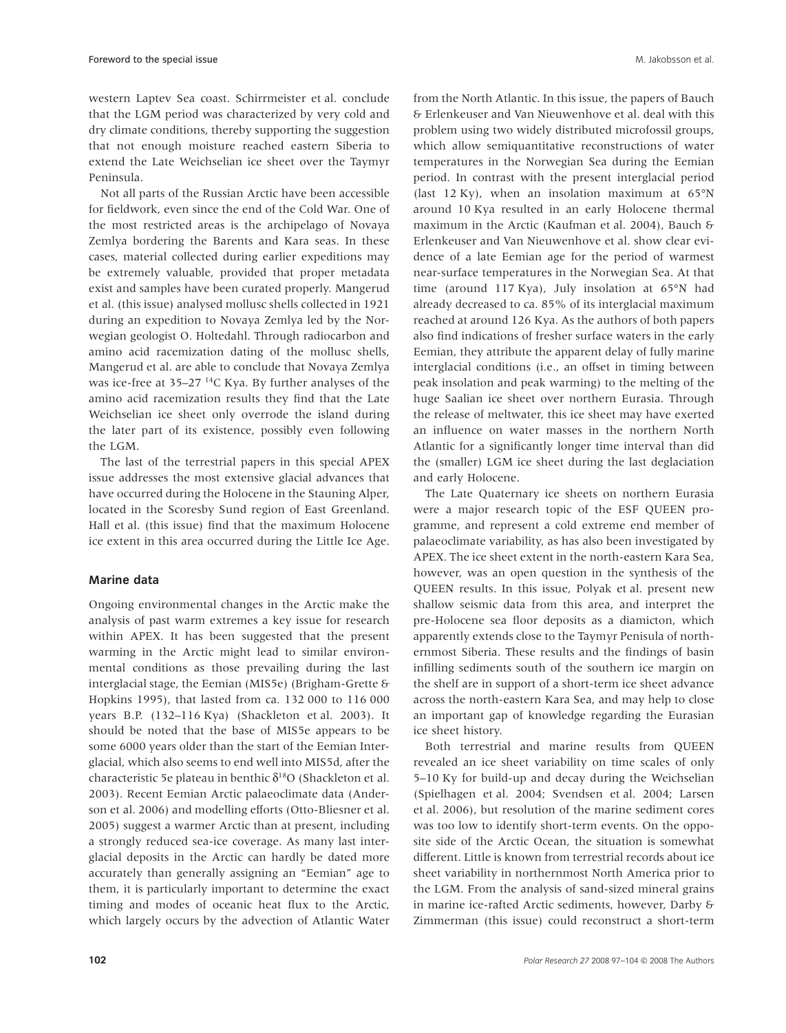western Laptev Sea coast. Schirrmeister et al. conclude that the LGM period was characterized by very cold and dry climate conditions, thereby supporting the suggestion that not enough moisture reached eastern Siberia to extend the Late Weichselian ice sheet over the Taymyr Peninsula.

Not all parts of the Russian Arctic have been accessible for fieldwork, even since the end of the Cold War. One of the most restricted areas is the archipelago of Novaya Zemlya bordering the Barents and Kara seas. In these cases, material collected during earlier expeditions may be extremely valuable, provided that proper metadata exist and samples have been curated properly. Mangerud et al. (this issue) analysed mollusc shells collected in 1921 during an expedition to Novaya Zemlya led by the Norwegian geologist O. Holtedahl. Through radiocarbon and amino acid racemization dating of the mollusc shells, Mangerud et al. are able to conclude that Novaya Zemlya was ice-free at 35–27 $^{14}$C Kya. By further analyses of the amino acid racemization results they find that the Late Weichselian ice sheet only overrode the island during the later part of its existence, possibly even following the LGM.

The last of the terrestrial papers in this special APEX issue addresses the most extensive glacial advances that have occurred during the Holocene in the Stauning Alper, located in the Scoresby Sund region of East Greenland. Hall et al. (this issue) find that the maximum Holocene ice extent in this area occurred during the Little Ice Age.

## Marine data

Ongoing environmental changes in the Arctic make the analysis of past warm extremes a key issue for research within APEX. It has been suggested that the present warming in the Arctic might lead to similar environmental conditions as those prevailing during the last interglacial stage, the Eemian (MIS5e) (Brigham-Grette & Hopkins 1995), that lasted from ca. 132 000 to 116 000 years B.P. (132–116 Kya) (Shackleton et al. 2003). It should be noted that the base of MIS5e appears to be some 6000 years older than the start of the Eemian Interglacial, which also seems to end well into MIS5d, after the characteristic 5e plateau in benthic $\delta^{18}$O (Shackleton et al. 2003). Recent Eemian Arctic palaeoclimate data (Anderson et al. 2006) and modelling efforts (Otto-Bliesner et al. 2005) suggest a warmer Arctic than at present, including a strongly reduced sea-ice coverage. As many last interglacial deposits in the Arctic can hardly be dated more accurately than generally assigning an "Eemian" age to them, it is particularly important to determine the exact timing and modes of oceanic heat flux to the Arctic, which largely occurs by the advection of Atlantic Water from the North Atlantic. In this issue, the papers of Bauch & Erlenkeuser and Van Nieuwenhove et al. deal with this problem using two widely distributed microfossil groups, which allow semiquantitative reconstructions of water temperatures in the Norwegian Sea during the Eemian period. In contrast with the present interglacial period (last 12 Ky), when an insolation maximum at 65°N around 10 Kya resulted in an early Holocene thermal maximum in the Arctic (Kaufman et al. 2004), Bauch & Erlenkeuser and Van Nieuwenhove et al. show clear evidence of a late Eemian age for the period of warmest near-surface temperatures in the Norwegian Sea. At that time (around 117 Kya), July insolation at 65°N had already decreased to ca. 85% of its interglacial maximum reached at around 126 Kya. As the authors of both papers also find indications of fresher surface waters in the early Eemian, they attribute the apparent delay of fully marine interglacial conditions (i.e., an offset in timing between peak insolation and peak warming) to the melting of the huge Saalian ice sheet over northern Eurasia. Through the release of meltwater, this ice sheet may have exerted an influence on water masses in the northern North Atlantic for a significantly longer time interval than did the (smaller) LGM ice sheet during the last deglaciation and early Holocene.

The Late Quaternary ice sheets on northern Eurasia were a major research topic of the ESF QUEEN programme, and represent a cold extreme end member of palaeoclimate variability, as has also been investigated by APEX. The ice sheet extent in the north-eastern Kara Sea, however, was an open question in the synthesis of the QUEEN results. In this issue, Polyak et al. present new shallow seismic data from this area, and interpret the pre-Holocene sea floor deposits as a diamicton, which apparently extends close to the Taymyr Penisula of northernmost Siberia. These results and the findings of basin infilling sediments south of the southern ice margin on the shelf are in support of a short-term ice sheet advance across the north-eastern Kara Sea, and may help to close an important gap of knowledge regarding the Eurasian ice sheet history.

Both terrestrial and marine results from QUEEN revealed an ice sheet variability on time scales of only 5–10 Ky for build-up and decay during the Weichselian (Spielhagen et al. 2004; Svendsen et al. 2004; Larsen et al. 2006), but resolution of the marine sediment cores was too low to identify short-term events. On the opposite side of the Arctic Ocean, the situation is somewhat different. Little is known from terrestrial records about ice sheet variability in northernmost North America prior to the LGM. From the analysis of sand-sized mineral grains in marine ice-rafted Arctic sediments, however, Darby & Zimmerman (this issue) could reconstruct a short-term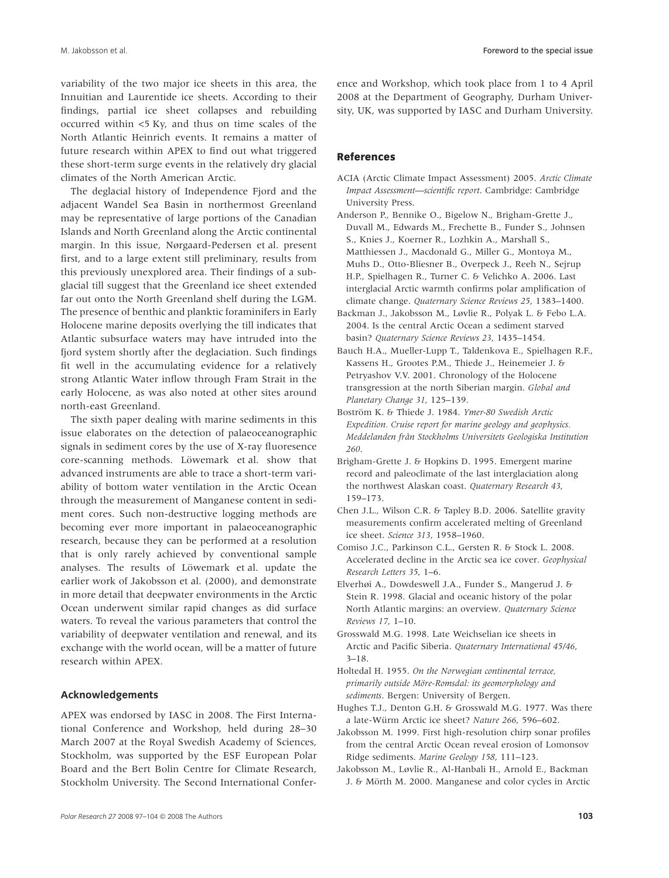variability of the two major ice sheets in this area, the Innuitian and Laurentide ice sheets. According to their findings, partial ice sheet collapses and rebuilding occurred within <5 Ky, and thus on time scales of the North Atlantic Heinrich events. It remains a matter of future research within APEX to find out what triggered these short-term surge events in the relatively dry glacial climates of the North American Arctic.

The deglacial history of Independence Fjord and the adjacent Wandel Sea Basin in northermost Greenland may be representative of large portions of the Canadian Islands and North Greenland along the Arctic continental margin. In this issue, Nørgaard-Pedersen et al. present first, and to a large extent still preliminary, results from this previously unexplored area. Their findings of a subglacial till suggest that the Greenland ice sheet extended far out onto the North Greenland shelf during the LGM. The presence of benthic and planktic foraminifers in Early Holocene marine deposits overlying the till indicates that Atlantic subsurface waters may have intruded into the fjord system shortly after the deglaciation. Such findings fit well in the accumulating evidence for a relatively strong Atlantic Water inflow through Fram Strait in the early Holocene, as was also noted at other sites around north-east Greenland.

The sixth paper dealing with marine sediments in this issue elaborates on the detection of palaeoceanographic signals in sediment cores by the use of X-ray fluoresence core-scanning methods. Löwemark et al. show that advanced instruments are able to trace a short-term variability of bottom water ventilation in the Arctic Ocean through the measurement of Manganese content in sediment cores. Such non-destructive logging methods are becoming ever more important in palaeoceanographic research, because they can be performed at a resolution that is only rarely achieved by conventional sample analyses. The results of Löwemark et al. update the earlier work of Jakobsson et al. (2000), and demonstrate in more detail that deepwater environments in the Arctic Ocean underwent similar rapid changes as did surface waters. To reveal the various parameters that control the variability of deepwater ventilation and renewal, and its exchange with the world ocean, will be a matter of future research within APEX.

### Acknowledgements

APEX was endorsed by IASC in 2008. The First International Conference and Workshop, held during 28–30 March 2007 at the Royal Swedish Academy of Sciences, Stockholm, was supported by the ESF European Polar Board and the Bert Bolin Centre for Climate Research, Stockholm University. The Second International Conference and Workshop, which took place from 1 to 4 April 2008 at the Department of Geography, Durham University, UK, was supported by IASC and Durham University.

## References

ACIA (Arctic Climate Impact Assessment) 2005. *Arctic Climate Impact Assessment—scientific report*. Cambridge: Cambridge University Press.

Anderson P., Bennike O., Bigelow N., Brigham-Grette J., Duvall M., Edwards M., Frechette B., Funder S., Johnsen S., Knies J., Koerner R., Lozhkin A., Marshall S., Matthiessen J., Macdonald G., Miller G., Montoya M., Muhs D., Otto-Bliesner B., Overpeck J., Reeh N., Sejrup H.P., Spielhagen R., Turner C. & Velichko A. 2006. Last interglacial Arctic warmth confirms polar amplification of climate change. *Quaternary Science Reviews 25*, 1383–1400.

Backman J., Jakobsson M., Løvlie R., Polyak L. & Febo L.A. 2004. Is the central Arctic Ocean a sediment starved basin? *Quaternary Science Reviews 23*, 1435–1454.

Bauch H.A., Mueller-Lupp T., Taldenkova E., Spielhagen R.F., Kassens H., Grootes P.M., Thiede J., Heinemeier J. & Petryashov V.V. 2001. Chronology of the Holocene transgression at the north Siberian margin. *Global and Planetary Change 31*, 125–139.

Boström K. & Thiede J. 1984. *Ymer-80 Swedish Arctic Expedition. Cruise report for marine geology and geophysics. Meddelanden från Stockholms Universitets Geologiska Institution 260*.

Brigham-Grette J. & Hopkins D. 1995. Emergent marine record and paleoclimate of the last interglaciation along the northwest Alaskan coast. *Quaternary Research 43*, 159–173.

Chen J.L., Wilson C.R. & Tapley B.D. 2006. Satellite gravity measurements confirm accelerated melting of Greenland ice sheet. *Science 313*, 1958–1960.

Comiso J.C., Parkinson C.L., Gersten R. & Stock L. 2008. Accelerated decline in the Arctic sea ice cover. *Geophysical Research Letters 35*, 1–6.

Elverhøi A., Dowdeswell J.A., Funder S., Mangerud J. & Stein R. 1998. Glacial and oceanic history of the polar North Atlantic margins: an overview. *Quaternary Science Reviews 17*, 1–10.

Grosswald M.G. 1998. Late Weichselian ice sheets in Arctic and Pacific Siberia. *Quaternary International 45/46*, 3–18.

Holtedal H. 1955. *On the Norwegian continental terrace, primarily outside Möre-Romsdal: its geomorphology and sediments*. Bergen: University of Bergen.

Hughes T.J., Denton G.H. & Grosswald M.G. 1977. Was there a late-Würm Arctic ice sheet? *Nature 266*, 596–602.

Jakobsson M. 1999. First high-resolution chirp sonar profiles from the central Arctic Ocean reveal erosion of Lomonsov Ridge sediments. *Marine Geology 158*, 111–123.

Jakobsson M., Løvlie R., Al-Hanbali H., Arnold E., Backman J. & Mörth M. 2000. Manganese and color cycles in Arctic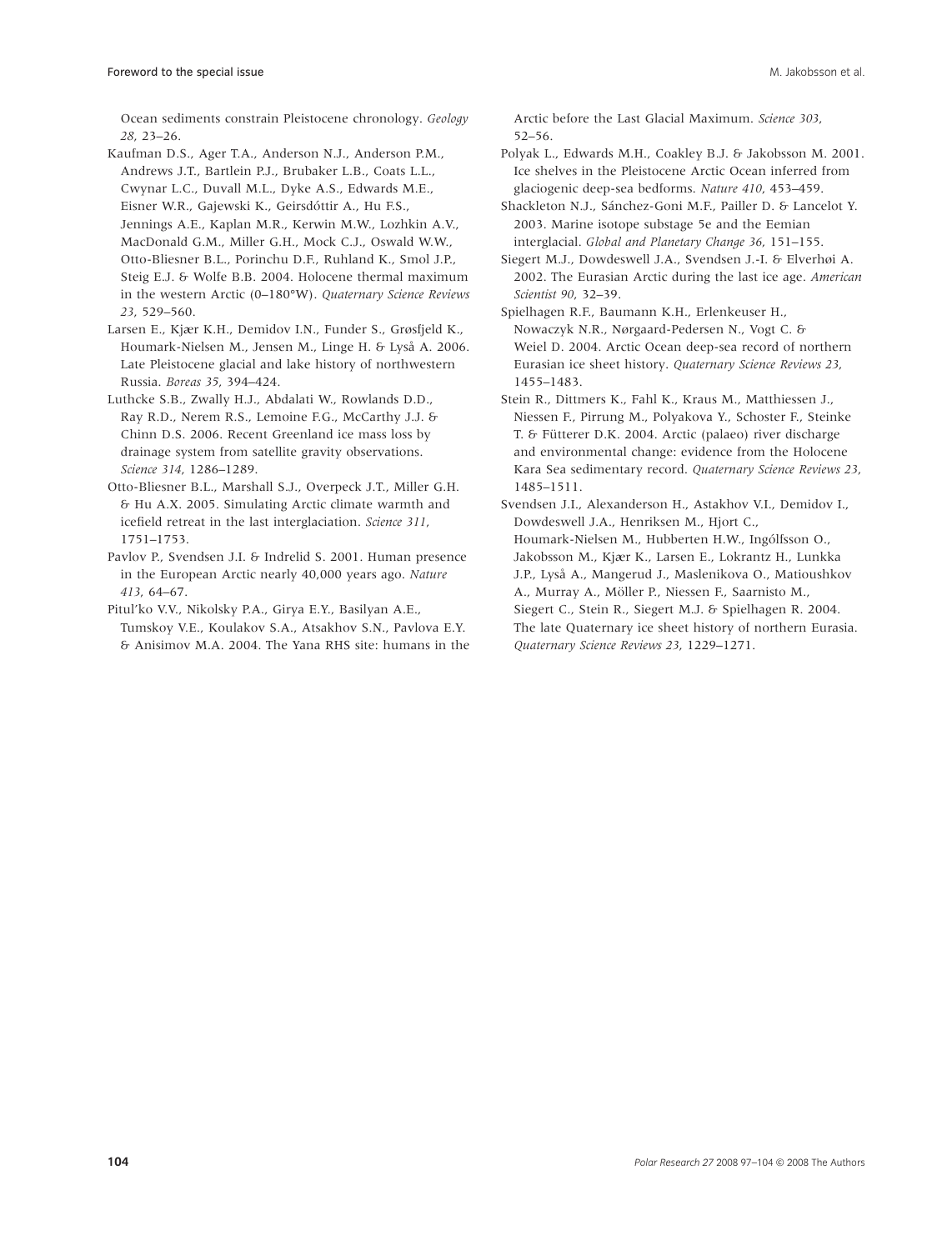Ocean sediments constrain Pleistocene chronology. *Geology 28*, 23–26.

Kaufman D.S., Ager T.A., Anderson N.J., Anderson P.M., Andrews J.T., Bartlein P.J., Brubaker L.B., Coats L.L., Cwynar L.C., Duvall M.L., Dyke A.S., Edwards M.E., Eisner W.R., Gajewski K., Geirsdóttir A., Hu F.S., Jennings A.E., Kaplan M.R., Kerwin M.W., Lozhkin A.V., MacDonald G.M., Miller G.H., Mock C.J., Oswald W.W., Otto-Bliesner B.L., Porinchu D.F., Ruhland K., Smol J.P., Steig E.J. & Wolfe B.B. 2004. Holocene thermal maximum in the western Arctic (0–180°W). *Quaternary Science Reviews 23*, 529–560.

Larsen E., Kjær K.H., Demidov I.N., Funder S., Grøsfjeld K., Houmark-Nielsen M., Jensen M., Linge H. & Lyså A. 2006. Late Pleistocene glacial and lake history of northwestern Russia. *Boreas 35*, 394–424.

Luthcke S.B., Zwally H.J., Abdalati W., Rowlands D.D., Ray R.D., Nerem R.S., Lemoine F.G., McCarthy J.J. & Chinn D.S. 2006. Recent Greenland ice mass loss by drainage system from satellite gravity observations. *Science 314*, 1286–1289.

Otto-Bliesner B.L., Marshall S.J., Overpeck J.T., Miller G.H. & Hu A.X. 2005. Simulating Arctic climate warmth and icefield retreat in the last interglaciation. *Science 311*, 1751–1753.

Pavlov P., Svendsen J.I. & Indrelid S. 2001. Human presence in the European Arctic nearly 40,000 years ago. *Nature 413*, 64–67.

Pitul'ko V.V., Nikolsky P.A., Girya E.Y., Basilyan A.E., Tumskoy V.E., Koulakov S.A., Astakhov S.N., Pavlova E.Y. & Anisimov M.A. 2004. The Yana RHS site: humans in the Arctic before the Last Glacial Maximum. *Science 303*, 52–56.

Polyak L., Edwards M.H., Coakley B.J. & Jakobsson M. 2001. Ice shelves in the Pleistocene Arctic Ocean inferred from glaciogenic deep-sea bedforms. *Nature 410*, 453–459.

Shackleton N.J., Sánchez-Goni M.F., Pailler D. & Lancelot Y. 2003. Marine isotope substage 5e and the Eemian interglacial. *Global and Planetary Change 36*, 151–155.

Siegert M.J., Dowdeswell J.A., Svendsen J.-I. & Elverhøi A. 2002. The Eurasian Arctic during the last ice age. *American Scientist 90*, 32–39.

Spielhagen R.F., Baumann K.H., Erlenkeuser H., Nowaczyk N.R., Nørgaard-Pedersen N., Vogt C. & Weiel D. 2004. Arctic Ocean deep-sea record of northern Eurasian ice sheet history. *Quaternary Science Reviews 23*, 1455–1483.

Stein R., Dittmers K., Fahl K., Kraus M., Matthiessen J., Niessen F., Pirrung M., Polyakova Y., Schoster F., Steinke T. & Fütterer D.K. 2004. Arctic (palaeo) river discharge and environmental change: evidence from the Holocene Kara Sea sedimentary record. *Quaternary Science Reviews 23*, 1485–1511.

Svendsen J.I., Alexanderson H., Astakhov V.I., Demidov I., Dowdeswell J.A., Henriksen M., Hjort C., Houmark-Nielsen M., Hubberten H.W., Ingólfsson O., Jakobsson M., Kjær K., Larsen E., Lokrantz H., Lunkka J.P., Lyså A., Mangerud J., Maslenikova O., Matioushkov A., Murray A., Möller P., Niessen F., Saarnisto M., Siegert C., Stein R., Siegert M.J. & Spielhagen R. 2004. The late Quaternary ice sheet history of northern Eurasia. *Quaternary Science Reviews 23*, 1229–1271.